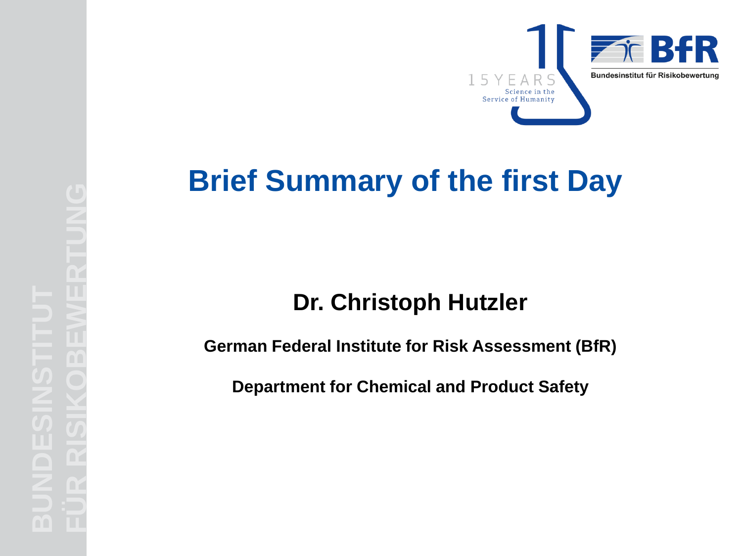# Brief Summary of the first Day

**Dr. Christoph Hutzler**

**German Federal Institute for Risk Assessment (BfR)**

**Department for Chemical and Product Safety**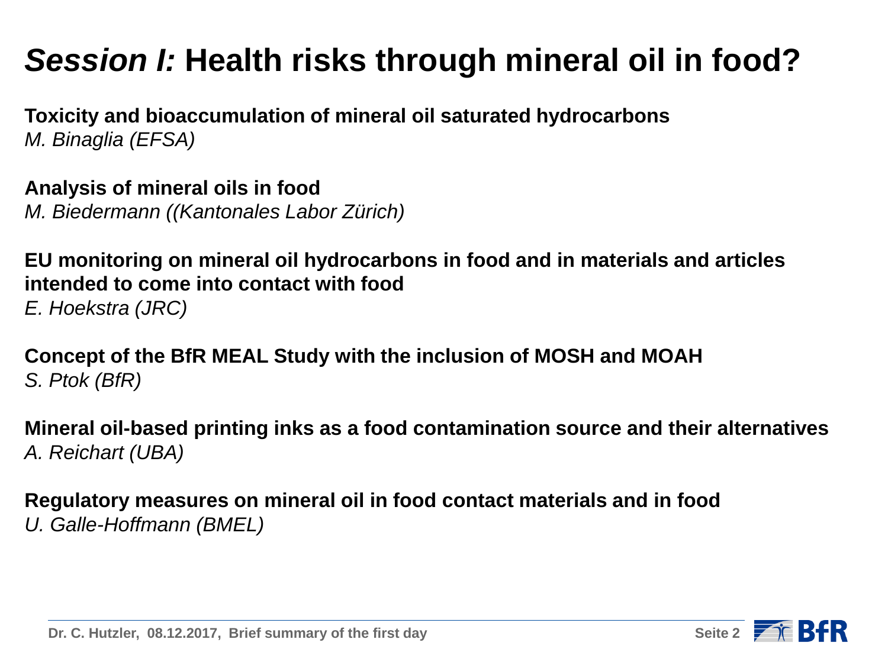# *Session I:* Health risks through mineral oil in food?

**Toxicity and bioaccumulation of mineral oil saturated hydrocarbons**
*M. Binaglia (EFSA)*

**Analysis of mineral oils in food**
*M. Biedermann ((Kantonales Labor Zürich)*

**EU monitoring on mineral oil hydrocarbons in food and in materials and articles intended to come into contact with food**
*E. Hoekstra (JRC)*

**Concept of the BfR MEAL Study with the inclusion of MOSH and MOAH**
*S. Ptok (BfR)*

**Mineral oil-based printing inks as a food contamination source and their alternatives**
*A. Reichart (UBA)*

**Regulatory measures on mineral oil in food contact materials and in food**
*U. Galle-Hoffmann (BMEL)*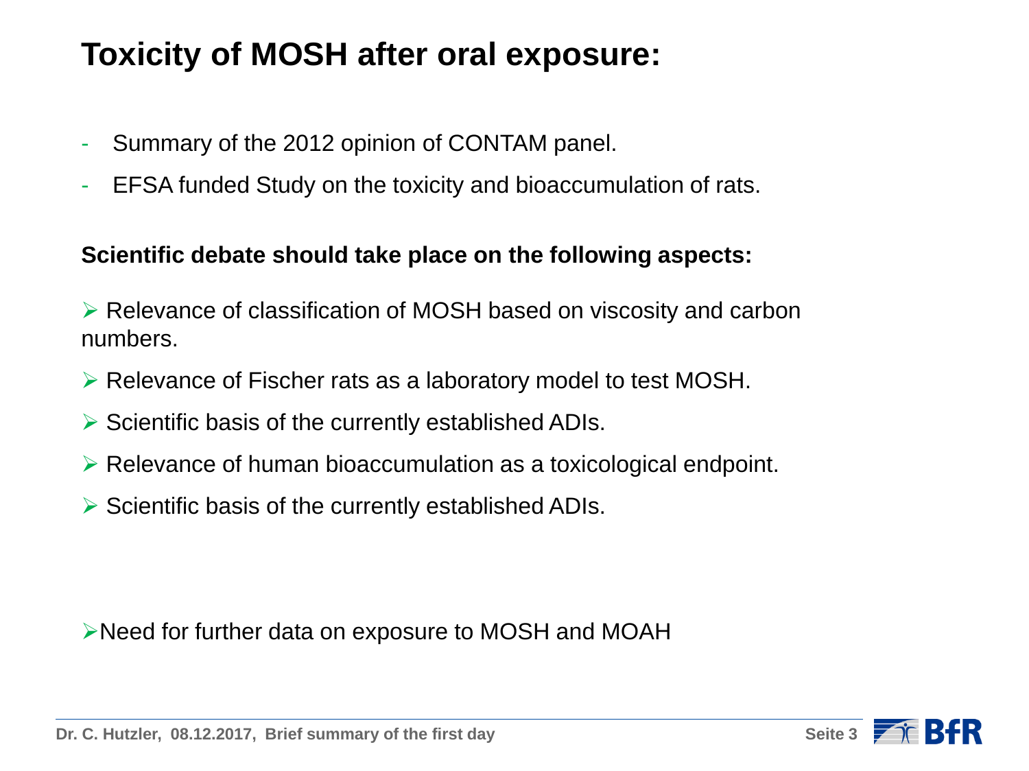# Toxicity of MOSH after oral exposure:

- Summary of the 2012 opinion of CONTAM panel.
- EFSA funded Study on the toxicity and bioaccumulation of rats.

**Scientific debate should take place on the following aspects:**

- Relevance of classification of MOSH based on viscosity and carbon numbers.
- Relevance of Fischer rats as a laboratory model to test MOSH.
- Scientific basis of the currently established ADIs.
- Relevance of human bioaccumulation as a toxicological endpoint.
- Scientific basis of the currently established ADIs.

- Need for further data on exposure to MOSH and MOAH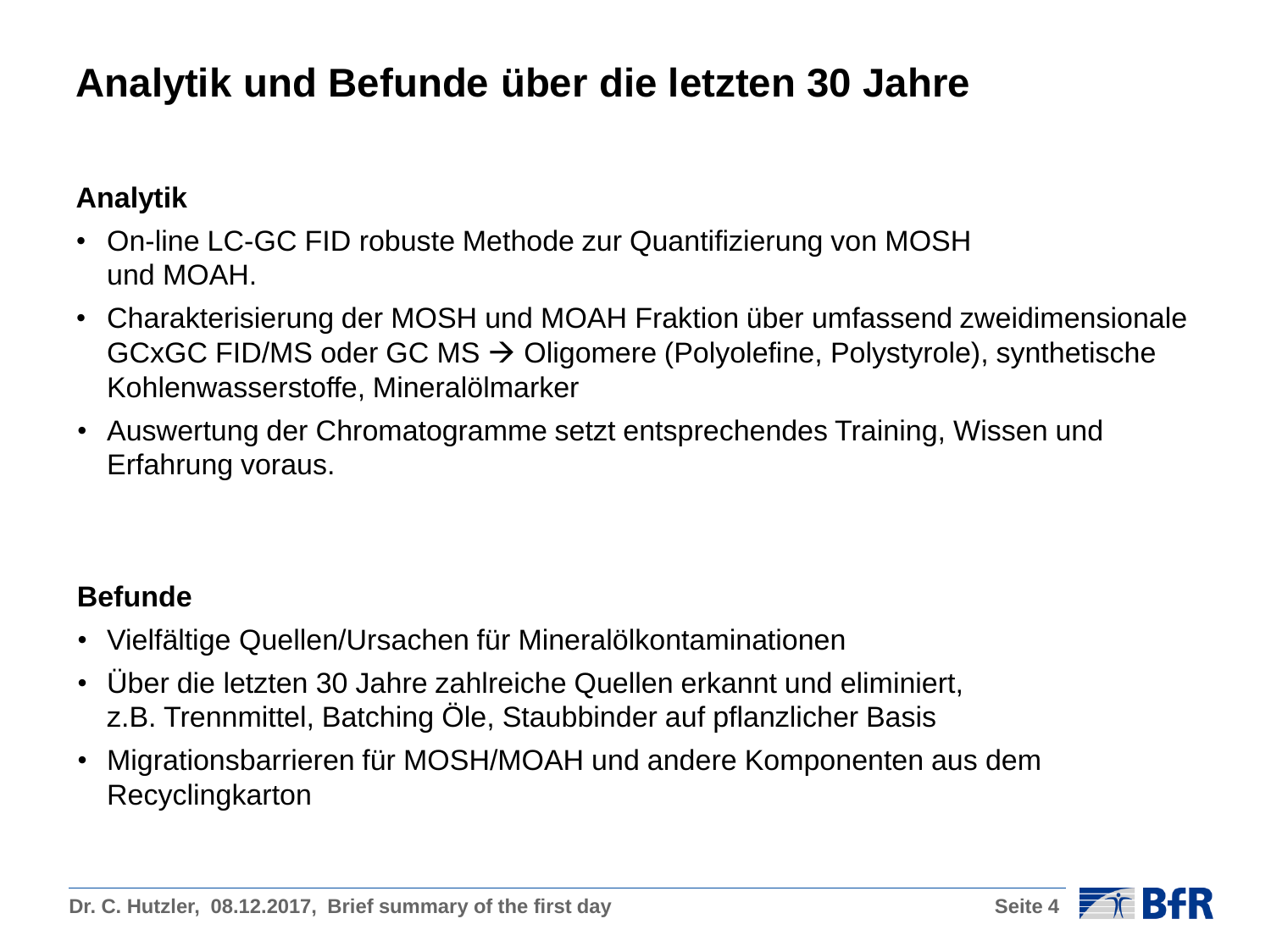# Analytik und Befunde über die letzten 30 Jahre

**Analytik**

- On-line LC-GC FID robuste Methode zur Quantifizierung von MOSH und MOAH.
- Charakterisierung der MOSH und MOAH Fraktion über umfassend zweidimensionale GCxGC FID/MS oder GC MS → Oligomere (Polyolefine, Polystyrole), synthetische Kohlenwasserstoffe, Mineralölmarker
- Auswertung der Chromatogramme setzt entsprechendes Training, Wissen und Erfahrung voraus.

**Befunde**

- Vielfältige Quellen/Ursachen für Mineralölkontaminationen
- Über die letzten 30 Jahre zahlreiche Quellen erkannt und eliminiert, z.B. Trennmittel, Batching Öle, Staubbinder auf pflanzlicher Basis
- Migrationsbarrieren für MOSH/MOAH und andere Komponenten aus dem Recyclingkarton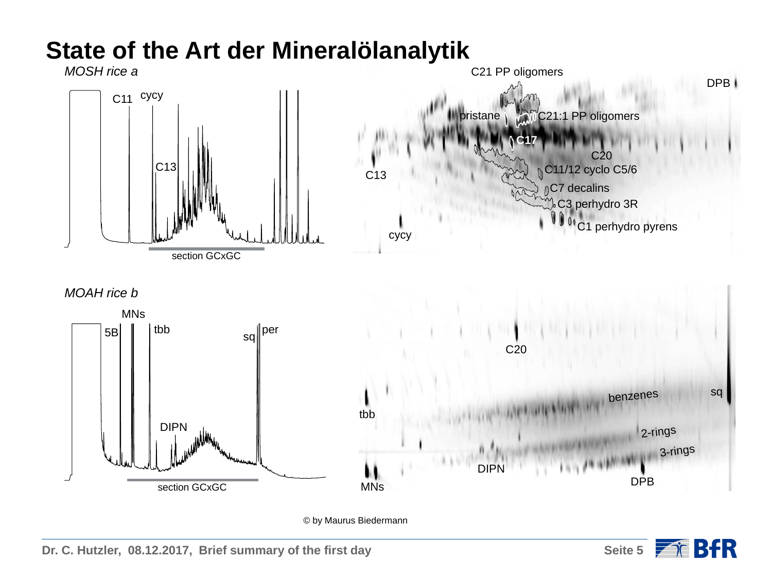# State of the Art der Mineralölanalytik

*MOSH rice a*

C11 cycy

C13

section GCxGC

C21 PP oligomers

DPB

pristane

C21:1 PP oligomers

C17

C20

C13

C11/12 cyclo C5/6

C7 decalins

C3 perhydro 3R

cycy

C1 perhydro pyrens

*MOAH rice b*

MNs

5B

tbb

sq

per

DIPN

section GCxGC

C20

benzenes

sq

tbb

2-rings

3-rings

DIPN

DPB

MNs

© by Maurus Biedermann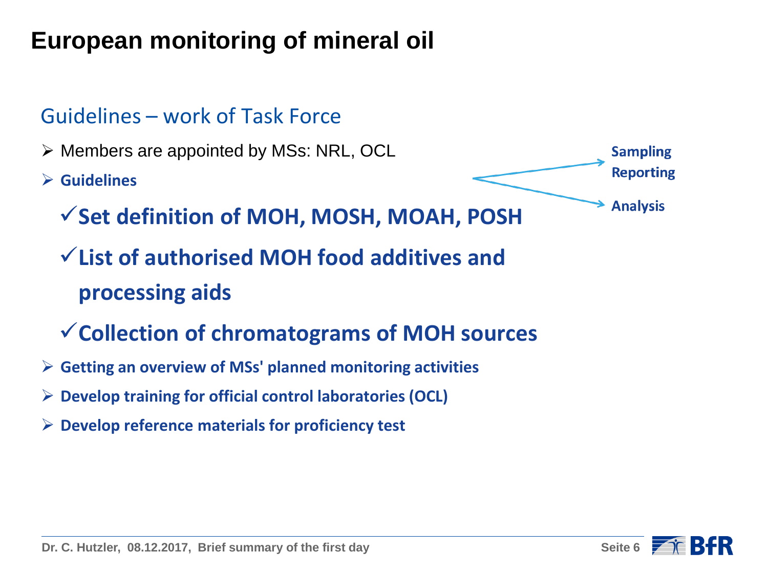# European monitoring of mineral oil

## Guidelines – work of Task Force

- Members are appointed by MSs: NRL, OCL
- **Guidelines** → **Sampling**, **Reporting**, **Analysis**
  - ✓ **Set definition of MOH, MOSH, MOAH, POSH**
  - ✓ **List of authorised MOH food additives and processing aids**
  - ✓ **Collection of chromatograms of MOH sources**
- **Getting an overview of MSs' planned monitoring activities**
- **Develop training for official control laboratories (OCL)**
- **Develop reference materials for proficiency test**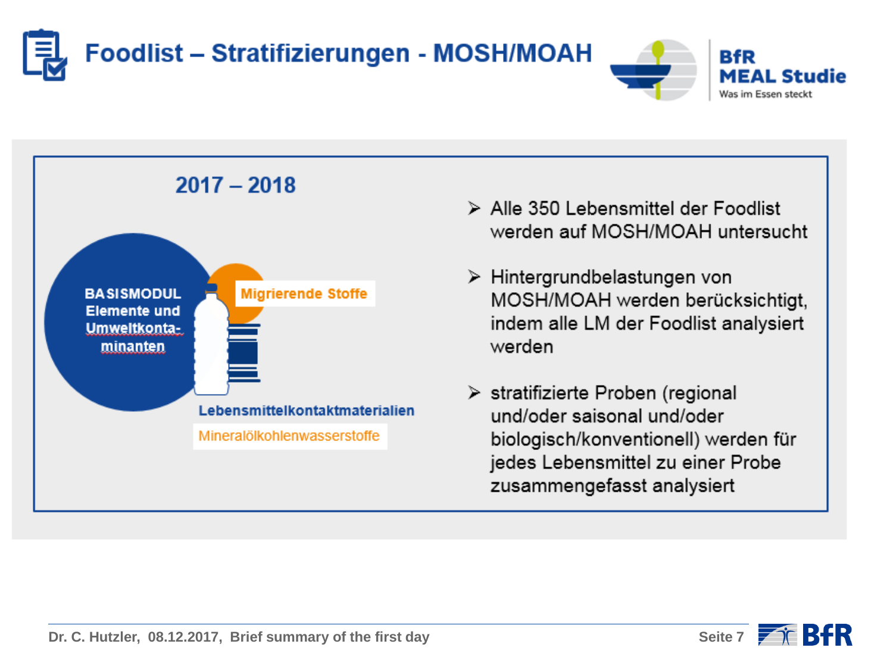# Foodlist – Stratifizierungen - MOSH/MOAH

BfR MEAL Studie
Was im Essen steckt

## 2017 – 2018

BASISMODUL Elemente und Umweltkontaminanten

Migrierende Stoffe

Lebensmittelkontaktmaterialien

Mineralölkohlenwasserstoffe

- Alle 350 Lebensmittel der Foodlist werden auf MOSH/MOAH untersucht
- Hintergrundbelastungen von MOSH/MOAH werden berücksichtigt, indem alle LM der Foodlist analysiert werden
- stratifizierte Proben (regional und/oder saisonal und/oder biologisch/konventionell) werden für jedes Lebensmittel zu einer Probe zusammengefasst analysiert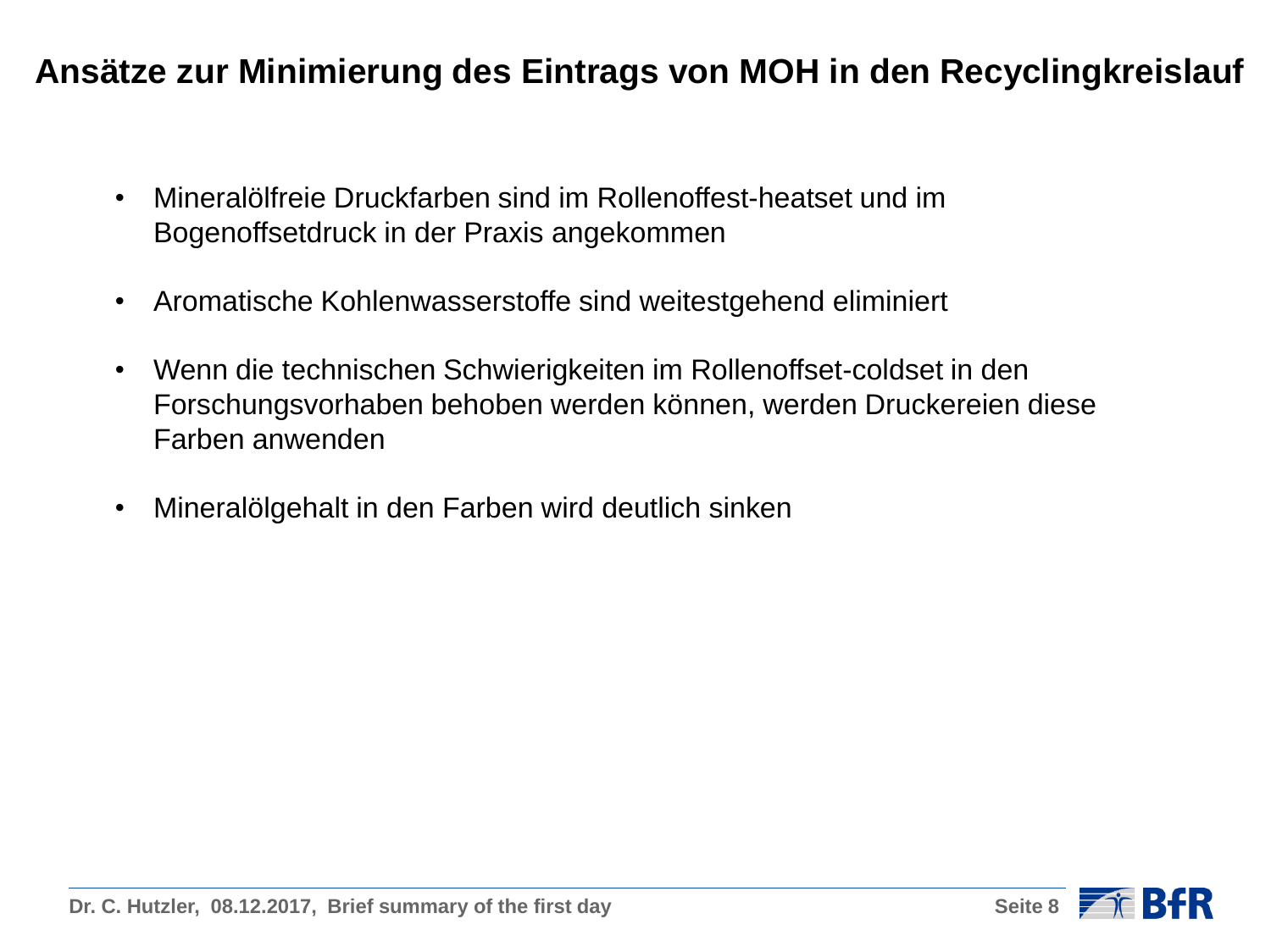# Ansätze zur Minimierung des Eintrags von MOH in den Recyclingkreislauf

- Mineralölfreie Druckfarben sind im Rollenoffest-heatset und im Bogenoffsetdruck in der Praxis angekommen
- Aromatische Kohlenwasserstoffe sind weitestgehend eliminiert
- Wenn die technischen Schwierigkeiten im Rollenoffset-coldset in den Forschungsvorhaben behoben werden können, werden Druckereien diese Farben anwenden
- Mineralölgehalt in den Farben wird deutlich sinken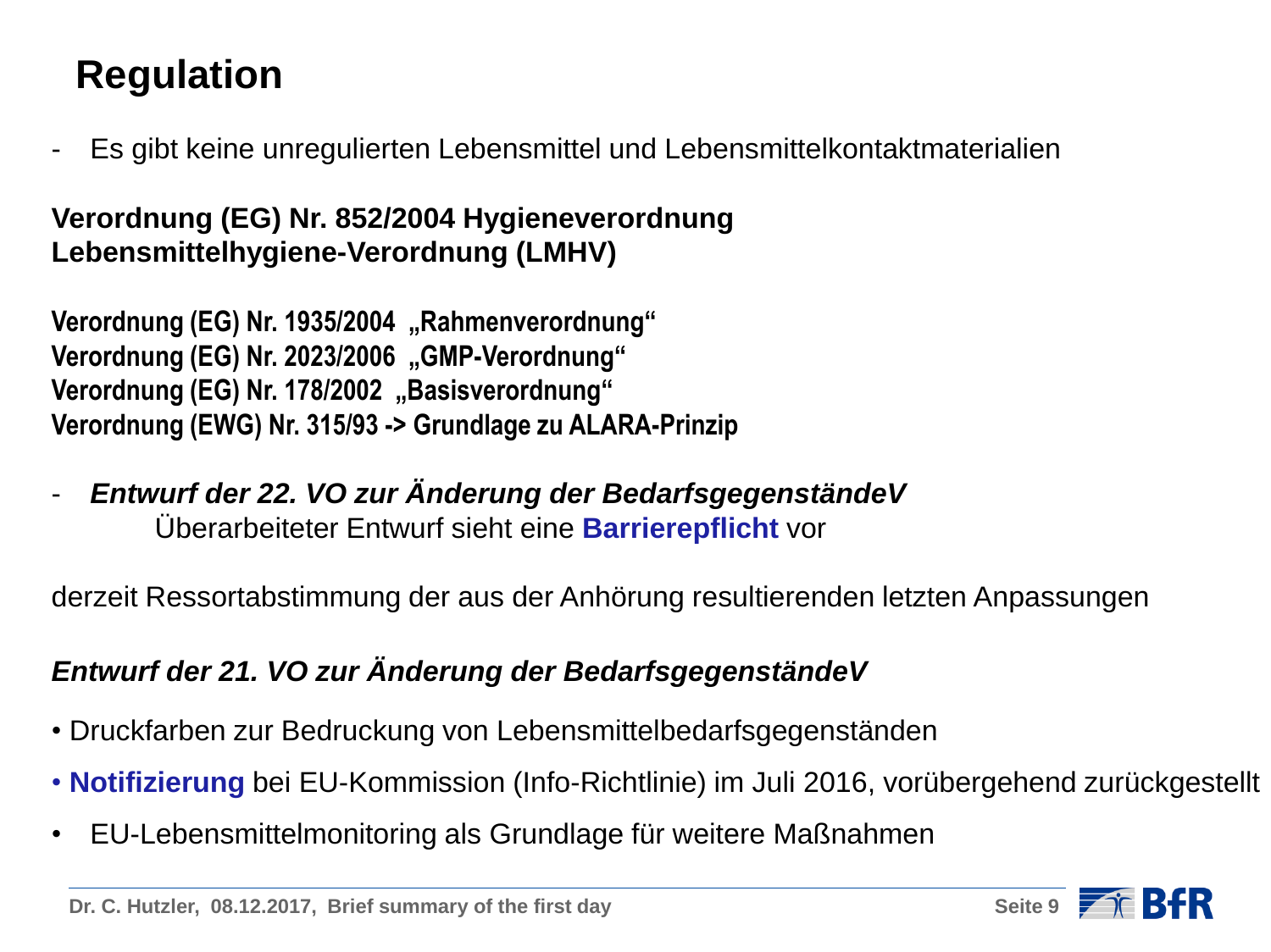# Regulation

- Es gibt keine unregulierten Lebensmittel und Lebensmittelkontaktmaterialien

**Verordnung (EG) Nr. 852/2004 Hygieneverordnung**
**Lebensmittelhygiene-Verordnung (LMHV)**

**Verordnung (EG) Nr. 1935/2004 „Rahmenverordnung“**
**Verordnung (EG) Nr. 2023/2006 „GMP-Verordnung“**
**Verordnung (EG) Nr. 178/2002 „Basisverordnung“**
**Verordnung (EWG) Nr. 315/93 -> Grundlage zu ALARA-Prinzip**

- ***Entwurf der 22. VO zur Änderung der BedarfsgegenständeV***
  Überarbeiteter Entwurf sieht eine **Barrierepflicht** vor

derzeit Ressortabstimmung der aus der Anhörung resultierenden letzten Anpassungen

***Entwurf der 21. VO zur Änderung der BedarfsgegenständeV***

- Druckfarben zur Bedruckung von Lebensmittelbedarfsgegenständen
- **Notifizierung** bei EU-Kommission (Info-Richtlinie) im Juli 2016, vorübergehend zurückgestellt
- EU-Lebensmittelmonitoring als Grundlage für weitere Maßnahmen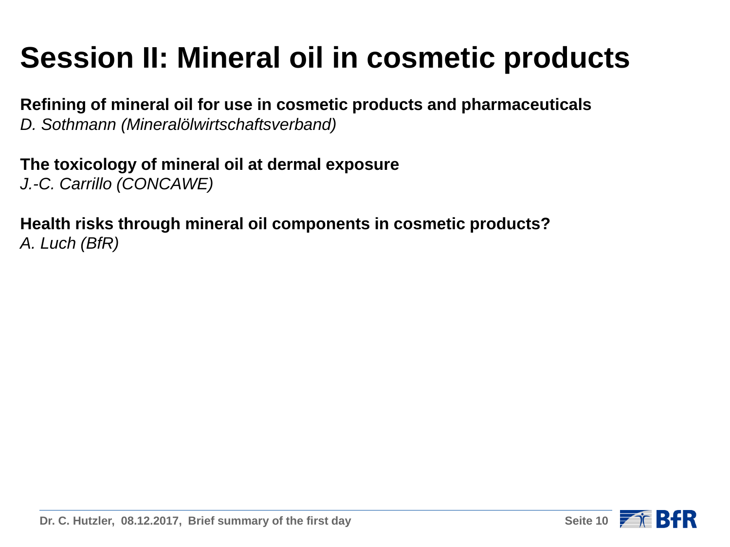# Session II: Mineral oil in cosmetic products

**Refining of mineral oil for use in cosmetic products and pharmaceuticals**
*D. Sothmann (Mineralölwirtschaftsverband)*

**The toxicology of mineral oil at dermal exposure**
*J.-C. Carrillo (CONCAWE)*

**Health risks through mineral oil components in cosmetic products?**
*A. Luch (BfR)*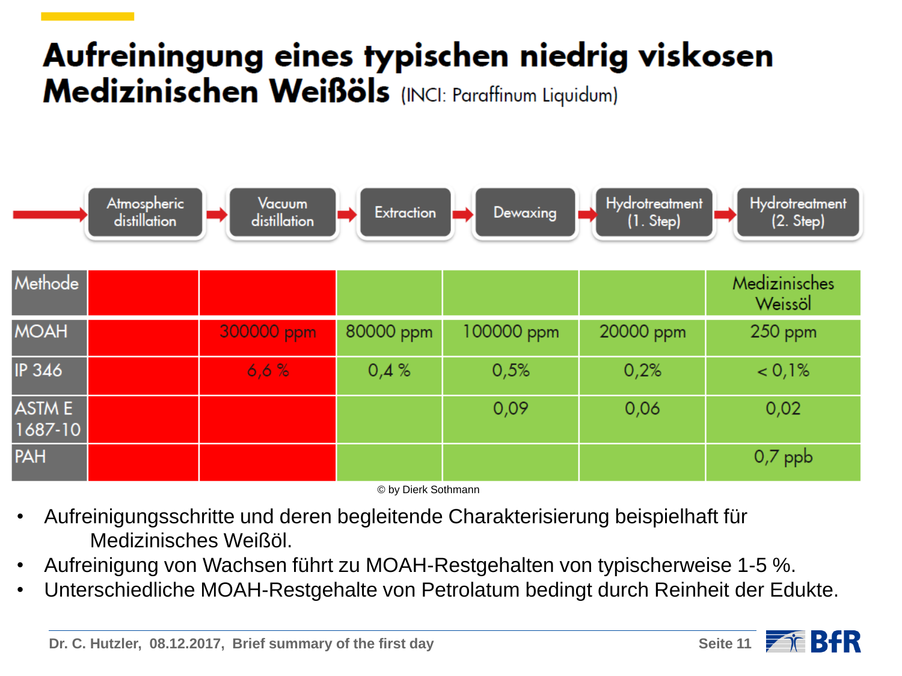# Aufreiningung eines typischen niedrig viskosen Medizinischen Weißöls (INCI: Paraffinum Liquidum)

| | Atmospheric distillation | Vacuum distillation | Extraction | Dewaxing | Hydrotreatment (1. Step) | Hydrotreatment (2. Step) |
|---|---|---|---|---|---|---|
| Methode | | | | | | Medizinisches Weissöl |
| MOAH | | 300000 ppm | 80000 ppm | 100000 ppm | 20000 ppm | 250 ppm |
| IP 346 | | 6,6 % | 0,4 % | 0,5% | 0,2% | < 0,1% |
| ASTM E 1687-10 | | | | 0,09 | 0,06 | 0,02 |
| PAH | | | | | | 0,7 ppb |

© by Dierk Sothmann

- Aufreinigungsschritte und deren begleitende Charakterisierung beispielhaft für Medizinisches Weißöl.
- Aufreinigung von Wachsen führt zu MOAH-Restgehalten von typischerweise 1-5 %.
- Unterschiedliche MOAH-Restgehalte von Petrolatum bedingt durch Reinheit der Edukte.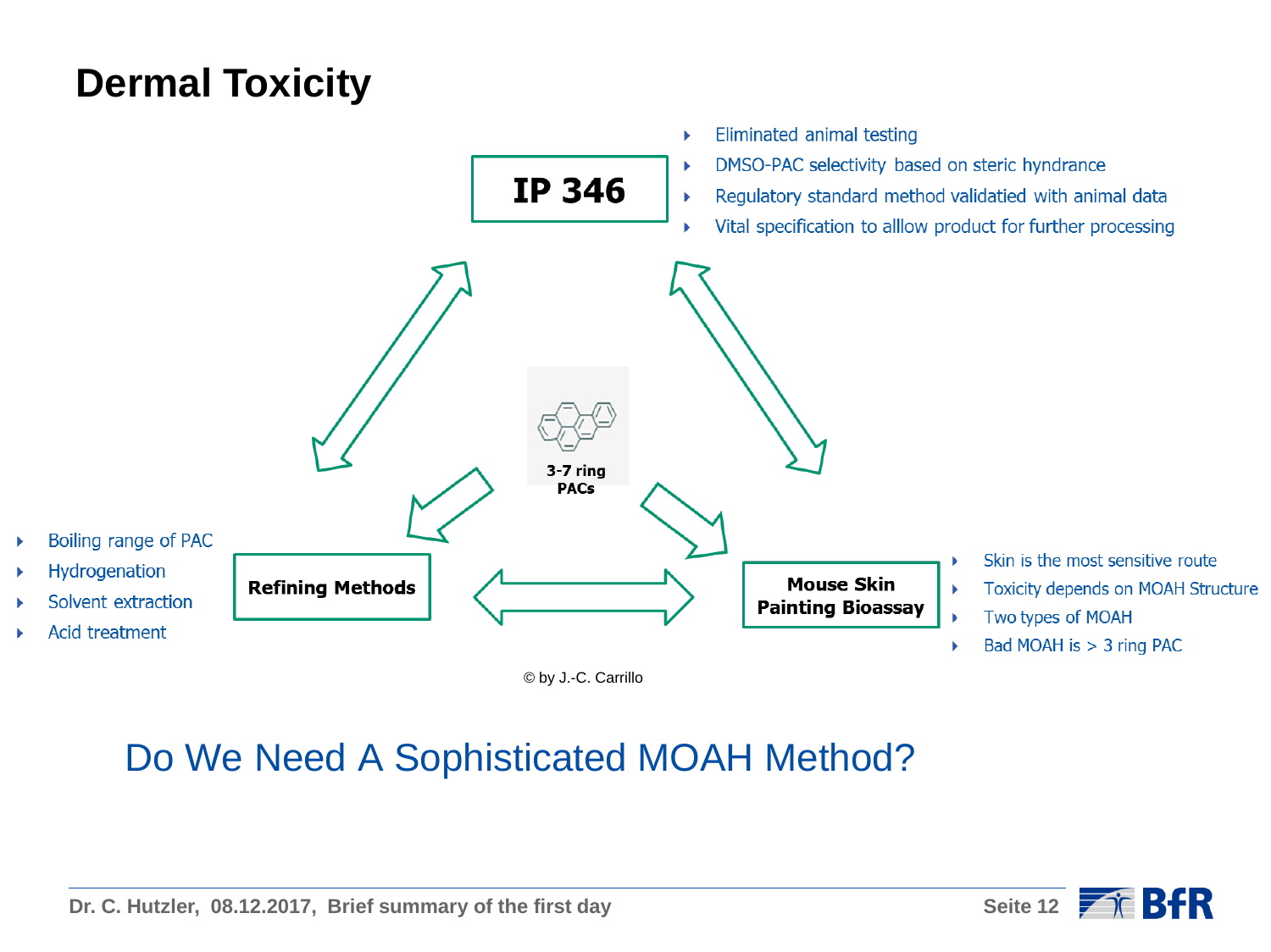# Dermal Toxicity

**IP 346**

- Eliminated animal testing
- DMSO-PAC selectivity based on steric hyndrance
- Regulatory standard method validatied with animal data
- Vital specification to alllow product for further processing

**3-7 ring PACs**

**Refining Methods**

- Boiling range of PAC
- Hydrogenation
- Solvent extraction
- Acid treatment

**Mouse Skin Painting Bioassay**

- Skin is the most sensitive route
- Toxicity depends on MOAH Structure
- Two types of MOAH
- Bad MOAH is > 3 ring PAC

© by J.-C. Carrillo

## Do We Need A Sophisticated MOAH Method?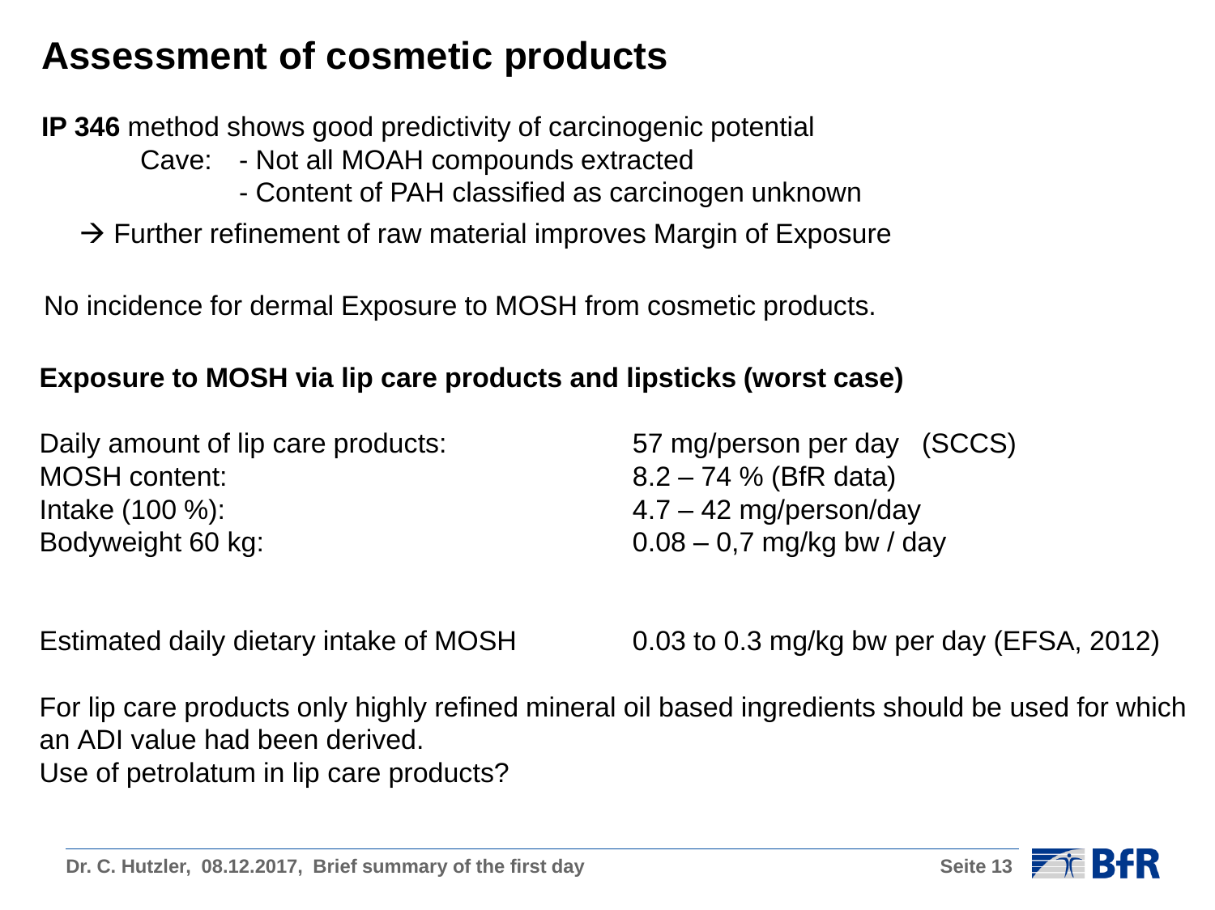# Assessment of cosmetic products

**IP 346** method shows good predictivity of carcinogenic potential

Cave:
- Not all MOAH compounds extracted
- Content of PAH classified as carcinogen unknown

→ Further refinement of raw material improves Margin of Exposure

No incidence for dermal Exposure to MOSH from cosmetic products.

**Exposure to MOSH via lip care products and lipsticks (worst case)**

| | |
|---|---|
| Daily amount of lip care products: | 57 mg/person per day (SCCS) |
| MOSH content: | 8.2 – 74 % (BfR data) |
| Intake (100 %): | 4.7 – 42 mg/person/day |
| Bodyweight 60 kg: | 0.08 – 0,7 mg/kg bw / day |

| | |
|---|---|
| Estimated daily dietary intake of MOSH | 0.03 to 0.3 mg/kg bw per day (EFSA, 2012) |

For lip care products only highly refined mineral oil based ingredients should be used for which an ADI value had been derived.

Use of petrolatum in lip care products?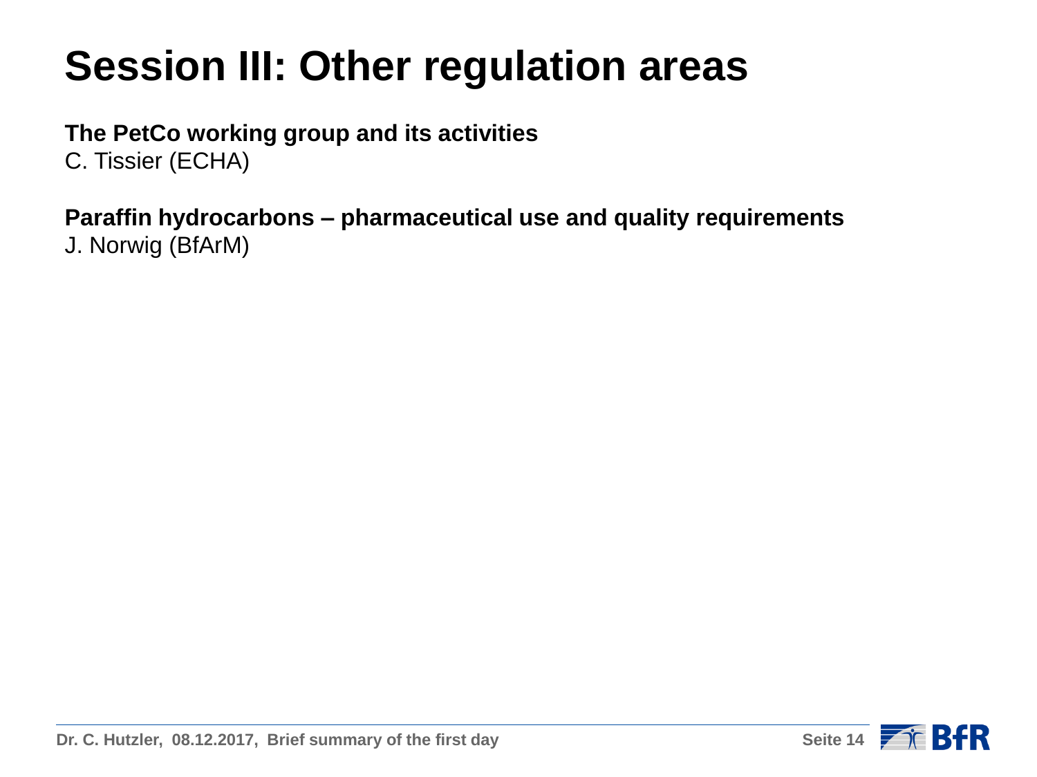# Session III: Other regulation areas

**The PetCo working group and its activities**
C. Tissier (ECHA)

**Paraffin hydrocarbons – pharmaceutical use and quality requirements**
J. Norwig (BfArM)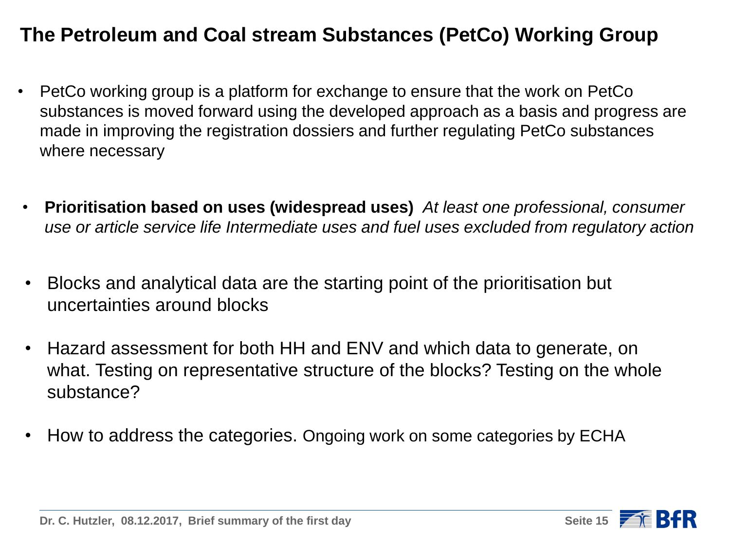# The Petroleum and Coal stream Substances (PetCo) Working Group

- PetCo working group is a platform for exchange to ensure that the work on PetCo substances is moved forward using the developed approach as a basis and progress are made in improving the registration dossiers and further regulating PetCo substances where necessary

- **Prioritisation based on uses (widespread uses)** *At least one professional, consumer use or article service life Intermediate uses and fuel uses excluded from regulatory action*

- Blocks and analytical data are the starting point of the prioritisation but uncertainties around blocks

- Hazard assessment for both HH and ENV and which data to generate, on what. Testing on representative structure of the blocks? Testing on the whole substance?

- How to address the categories. Ongoing work on some categories by ECHA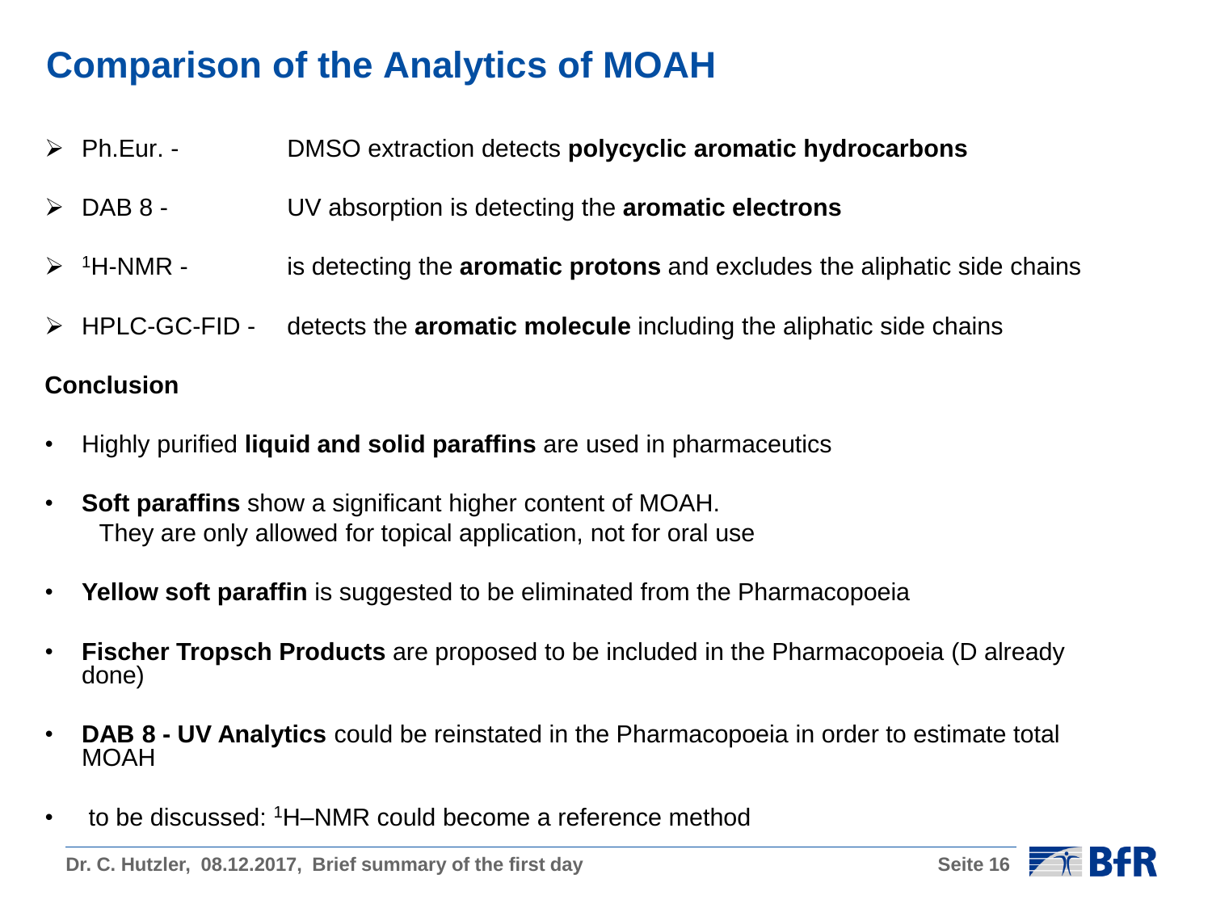# Comparison of the Analytics of MOAH

- Ph.Eur. - DMSO extraction detects **polycyclic aromatic hydrocarbons**
- DAB 8 - UV absorption is detecting the **aromatic electrons**
- $^{1}$H-NMR - is detecting the **aromatic protons** and excludes the aliphatic side chains
- HPLC-GC-FID - detects the **aromatic molecule** including the aliphatic side chains

**Conclusion**

- Highly purified **liquid and solid paraffins** are used in pharmaceutics
- **Soft paraffins** show a significant higher content of MOAH.
  They are only allowed for topical application, not for oral use
- **Yellow soft paraffin** is suggested to be eliminated from the Pharmacopoeia
- **Fischer Tropsch Products** are proposed to be included in the Pharmacopoeia (D already done)
- **DAB 8 - UV Analytics** could be reinstated in the Pharmacopoeia in order to estimate total MOAH
- to be discussed: $^{1}$H–NMR could become a reference method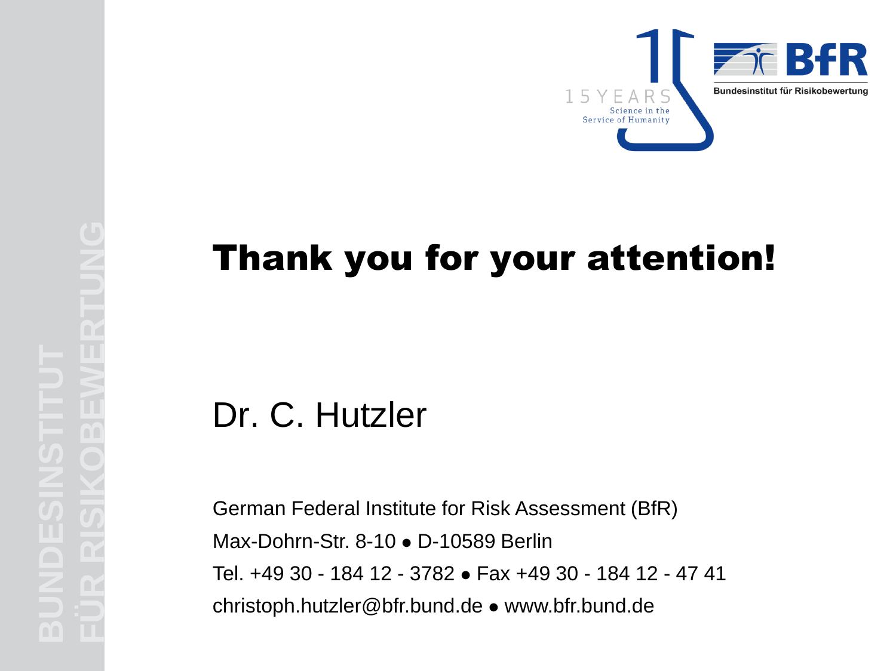# Thank you for your attention!

Dr. C. Hutzler

German Federal Institute for Risk Assessment (BfR)
Max-Dohrn-Str. 8-10 • D-10589 Berlin
Tel. +49 30 - 184 12 - 3782 • Fax +49 30 - 184 12 - 47 41
christoph.hutzler@bfr.bund.de • www.bfr.bund.de